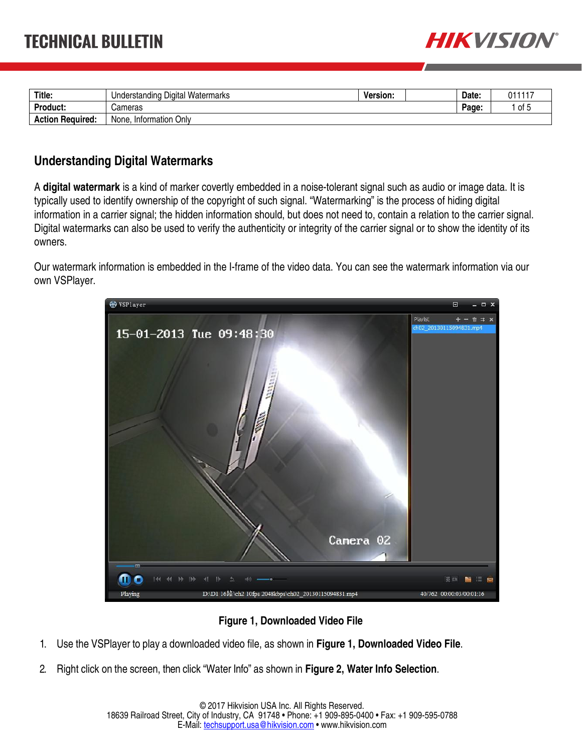# TECHNICAL BULLETIN

| Title: | Understanding Digital Watermarks | Version: | | Date: | 011117 |
|---|---|---|---|---|---|
| Product: | Cameras | | | Page: | 1 of 5 |
| Action Required: | None, Information Only | | | | |

## Understanding Digital Watermarks

A **digital watermark** is a kind of marker covertly embedded in a noise-tolerant signal such as audio or image data. It is typically used to identify ownership of the copyright of such signal. "Watermarking" is the process of hiding digital information in a carrier signal; the hidden information should, but does not need to, contain a relation to the carrier signal. Digital watermarks can also be used to verify the authenticity or integrity of the carrier signal or to show the identity of its owners.

Our watermark information is embedded in the I-frame of the video data. You can see the watermark information via our own VSPlayer.

**Figure 1, Downloaded Video File**

1. Use the VSPlayer to play a downloaded video file, as shown in **Figure 1, Downloaded Video File**.
2. Right click on the screen, then click "Water Info" as shown in **Figure 2, Water Info Selection**.

© 2017 Hikvision USA Inc. All Rights Reserved.
18639 Railroad Street, City of Industry, CA 91748 • Phone: +1 909-895-0400 • Fax: +1 909-595-0788
E-Mail: techsupport.usa@hikvision.com • www.hikvision.com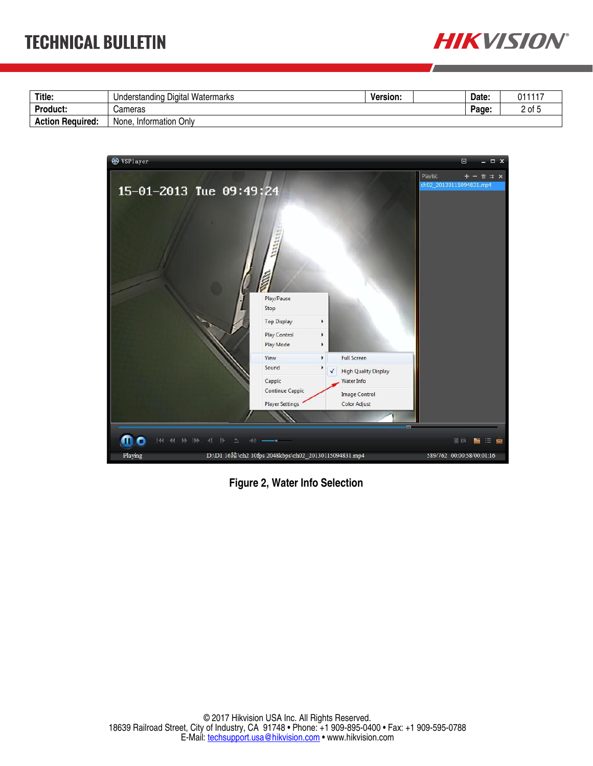| Title: | Understanding Digital Watermarks | Version: | | Date: | 011117 |
|---|---|---|---|---|---|
| Product: | Cameras | | | Page: | 2 of 5 |
| Action Required: | None, Information Only | | | | |

**Figure 2, Water Info Selection**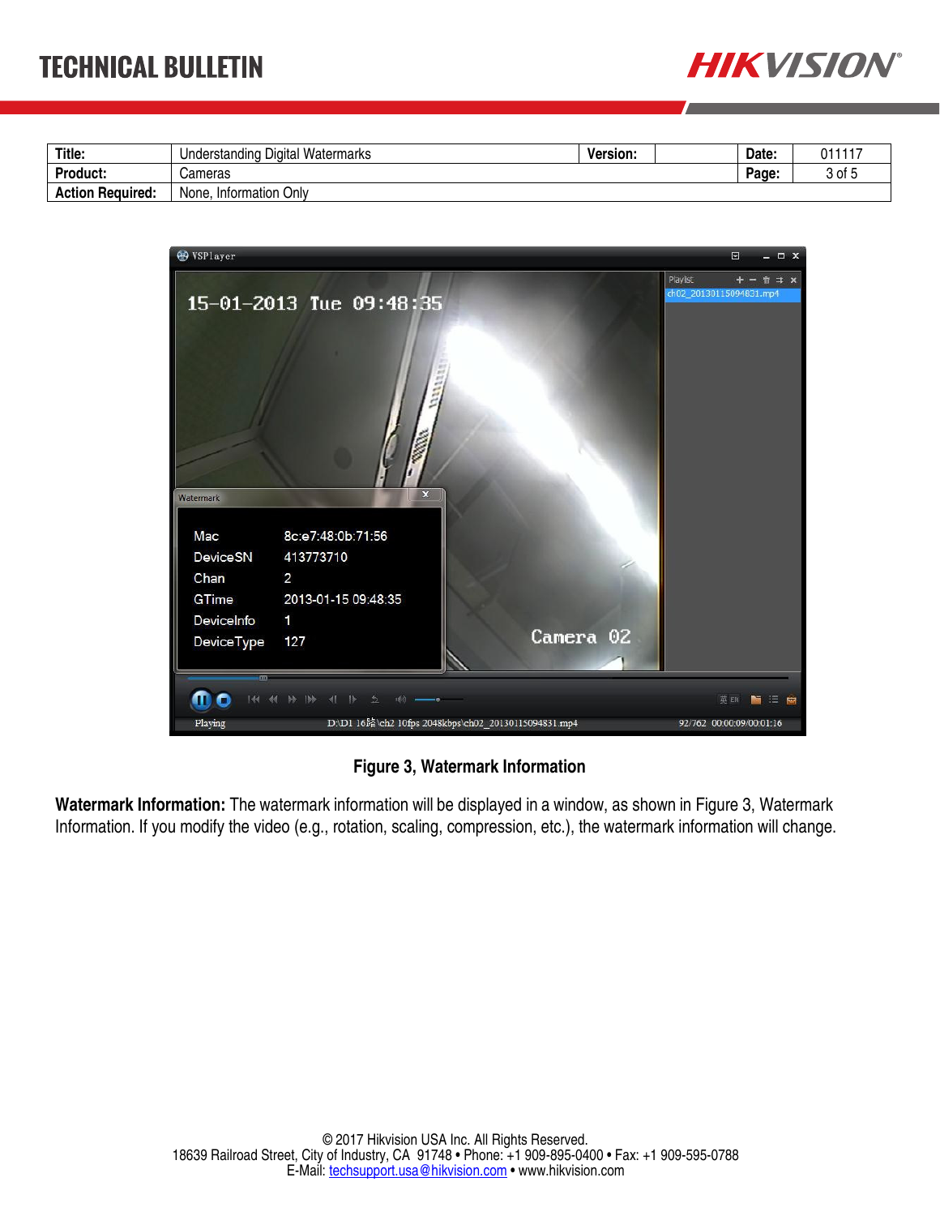| Title: | Understanding Digital Watermarks | Version: | | Date: | 011117 |
|---|---|---|---|---|---|
| Product: | Cameras | | | Page: | 3 of 5 |
| Action Required: | None, Information Only | | | | |

Figure 3, Watermark Information

**Watermark Information:** The watermark information will be displayed in a window, as shown in Figure 3, Watermark Information. If you modify the video (e.g., rotation, scaling, compression, etc.), the watermark information will change.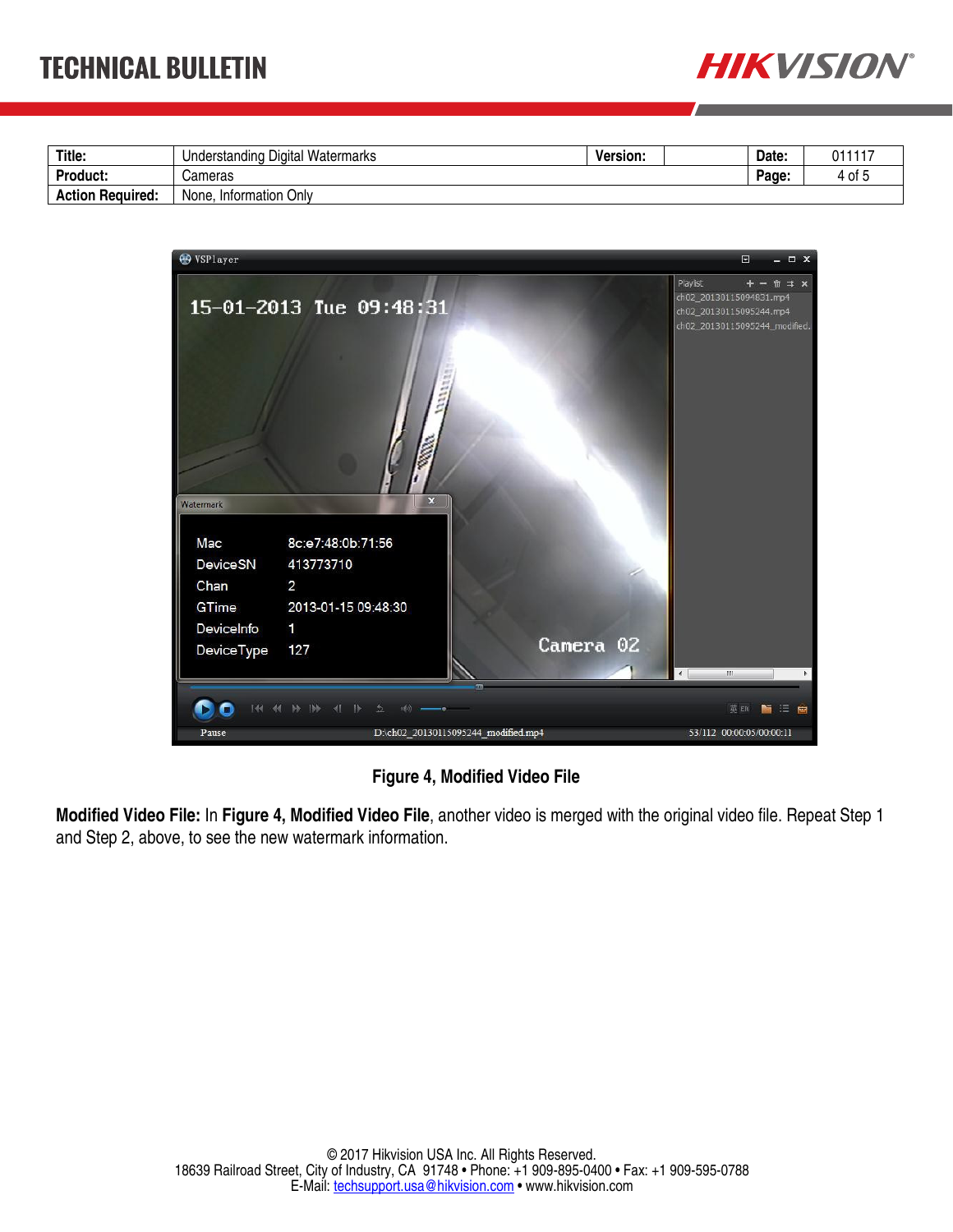| Title: | Understanding Digital Watermarks | Version: | | Date: | 011117 |
|---|---|---|---|---|---|
| Product: | Cameras | | | Page: | 4 of 5 |
| Action Required: | None, Information Only | | | | |

**Figure 4, Modified Video File**

**Modified Video File:** In **Figure 4, Modified Video File**, another video is merged with the original video file. Repeat Step 1 and Step 2, above, to see the new watermark information.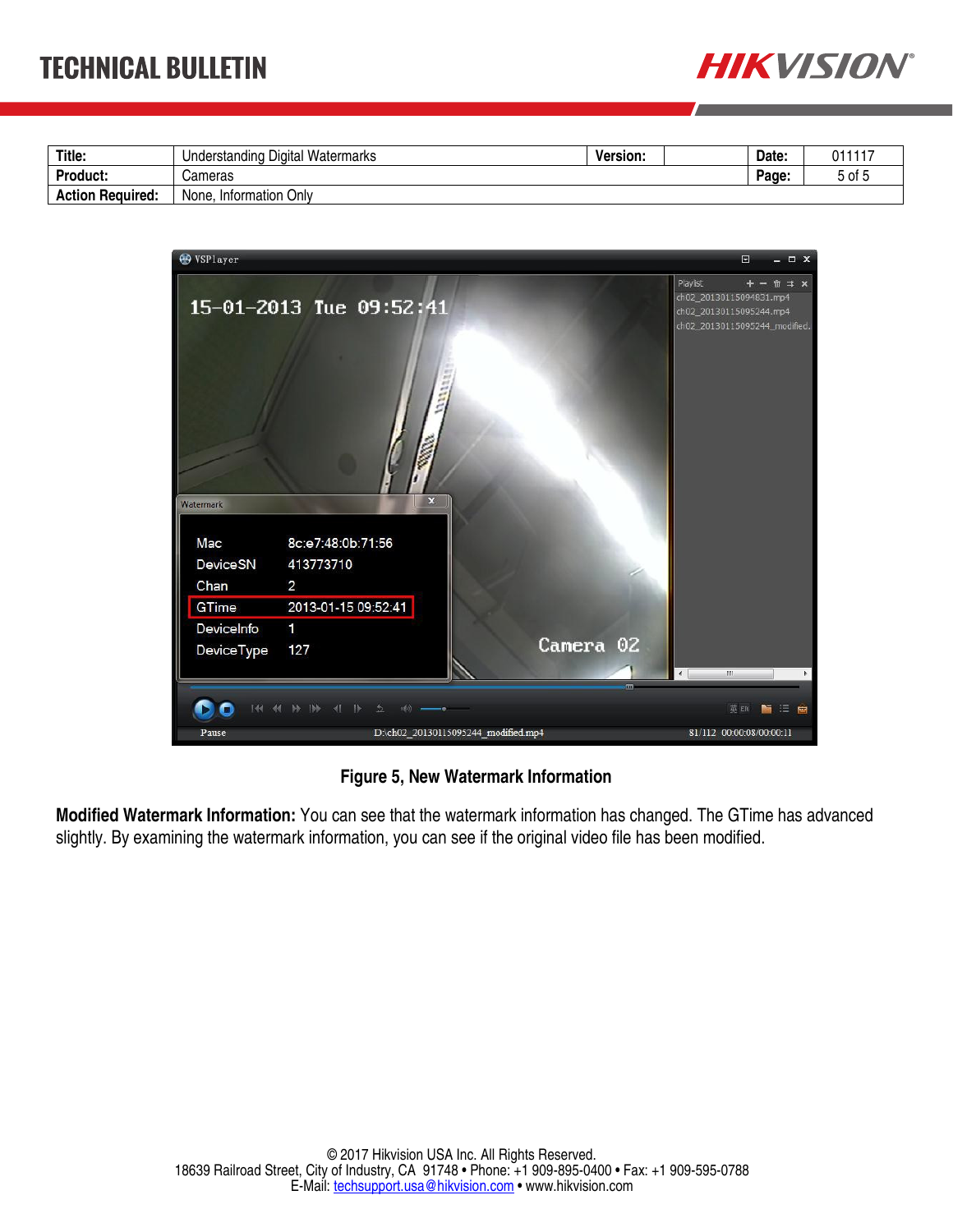| | | | | | |
|---|---|---|---|---|---|
| **Title:** | Understanding Digital Watermarks | **Version:** | | **Date:** | 011117 |
| **Product:** | Cameras | | | **Page:** | 5 of 5 |
| **Action Required:** | None, Information Only | | | | |

**Figure 5, New Watermark Information**

**Modified Watermark Information:** You can see that the watermark information has changed. The GTime has advanced slightly. By examining the watermark information, you can see if the original video file has been modified.

© 2017 Hikvision USA Inc. All Rights Reserved.
18639 Railroad Street, City of Industry, CA 91748 • Phone: +1 909-895-0400 • Fax: +1 909-595-0788
E-Mail: techsupport.usa@hikvision.com • www.hikvision.com